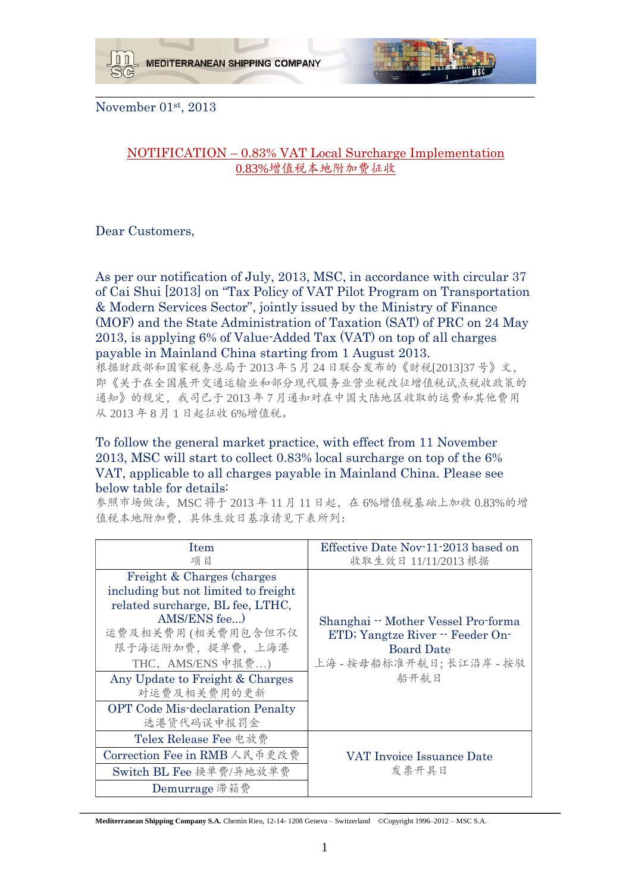November 01st, 2013

## NOTIFICATION – 0.83% VAT Local Surcharge Implementation
## 0.83%增值税本地附加费征收

Dear Customers,

As per our notification of July, 2013, MSC, in accordance with circular 37 of Cai Shui [2013] on "Tax Policy of VAT Pilot Program on Transportation & Modern Services Sector", jointly issued by the Ministry of Finance (MOF) and the State Administration of Taxation (SAT) of PRC on 24 May 2013, is applying 6% of Value-Added Tax (VAT) on top of all charges payable in Mainland China starting from 1 August 2013.
根据财政部和国家税务总局于 2013 年 5 月 24 日联合发布的《财税[2013]37 号》文，即《关于在全国展开交通运输业和部分现代服务业营业税改征增值税试点税收政策的通知》的规定，我司已于 2013 年 7 月通知对在中国大陆地区收取的运费和其他费用从 2013 年 8 月 1 日起征收 6%增值税。

To follow the general market practice, with effect from 11 November 2013, MSC will start to collect 0.83% local surcharge on top of the 6% VAT, applicable to all charges payable in Mainland China. Please see below table for details:
参照市场做法，MSC 将于 2013 年 11 月 11 日起，在 6%增值税基础上加收 0.83%的增值税本地附加费，具体生效日基准请见下表所列：

| Item<br>项目 | Effective Date Nov-11-2013 based on<br>收取生效日 11/11/2013 根据 |
|---|---|
| Freight & Charges (charges including but not limited to freight related surcharge, BL fee, LTHC, AMS/ENS fee...)<br>运费及相关费用 (相关费用包含但不仅限于海运附加费，提单费，上海港 THC，AMS/ENS 申报费…) | Shanghai -- Mother Vessel Pro-forma ETD; Yangtze River -- Feeder On-Board Date<br>上海 - 按母船标准开航日；长江沿岸 - 按驳船开航日 |
| Any Update to Freight & Charges<br>对运费及相关费用的更新 | |
| OPT Code Mis-declaration Penalty<br>选港货代码误申报罚金 | |
| Telex Release Fee 电放费 | VAT Invoice Issuance Date<br>发票开具日 |
| Correction Fee in RMB 人民币更改费 | |
| Switch BL Fee 换单费/异地放单费 | |
| Demurrage 滞箱费 | |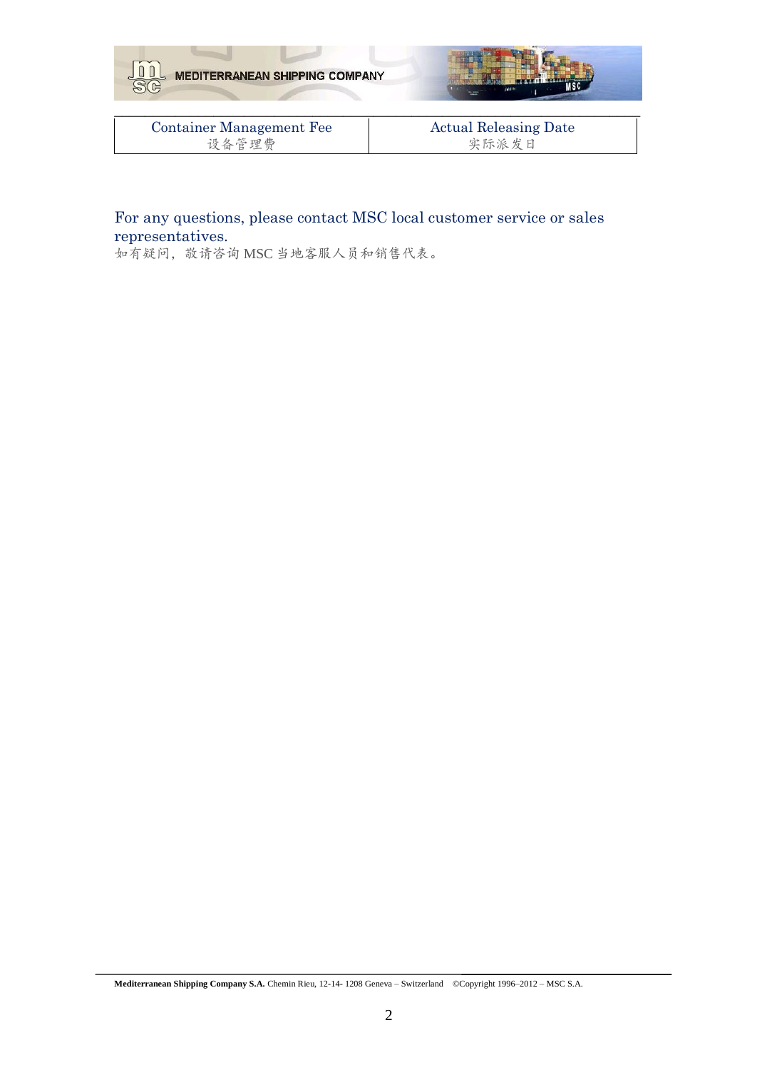| | |
|---|---|
| Container Management Fee<br>设备管理费 | Actual Releasing Date<br>实际派发日 |

For any questions, please contact MSC local customer service or sales representatives.
如有疑问，敬请咨询 MSC 当地客服人员和销售代表。